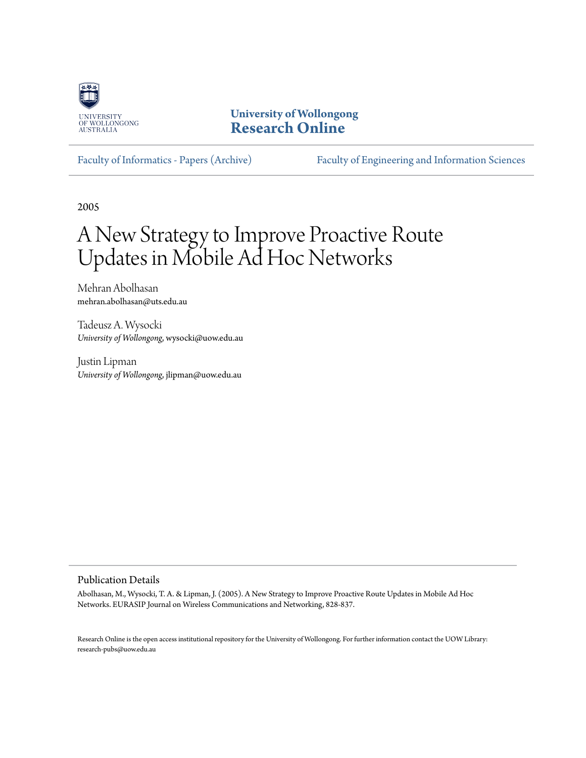University of Wollongong
**Research Online**

Faculty of Informatics - Papers (Archive) | Faculty of Engineering and Information Sciences

2005

# A New Strategy to Improve Proactive Route Updates in Mobile Ad Hoc Networks

Mehran Abolhasan
mehran.abolhasan@uts.edu.au

Tadeusz A. Wysocki
*University of Wollongong*, wysocki@uow.edu.au

Justin Lipman
*University of Wollongong*, jlipman@uow.edu.au

## Publication Details

Abolhasan, M., Wysocki, T. A. & Lipman, J. (2005). A New Strategy to Improve Proactive Route Updates in Mobile Ad Hoc Networks. EURASIP Journal on Wireless Communications and Networking, 828-837.

Research Online is the open access institutional repository for the University of Wollongong. For further information contact the UOW Library: research-pubs@uow.edu.au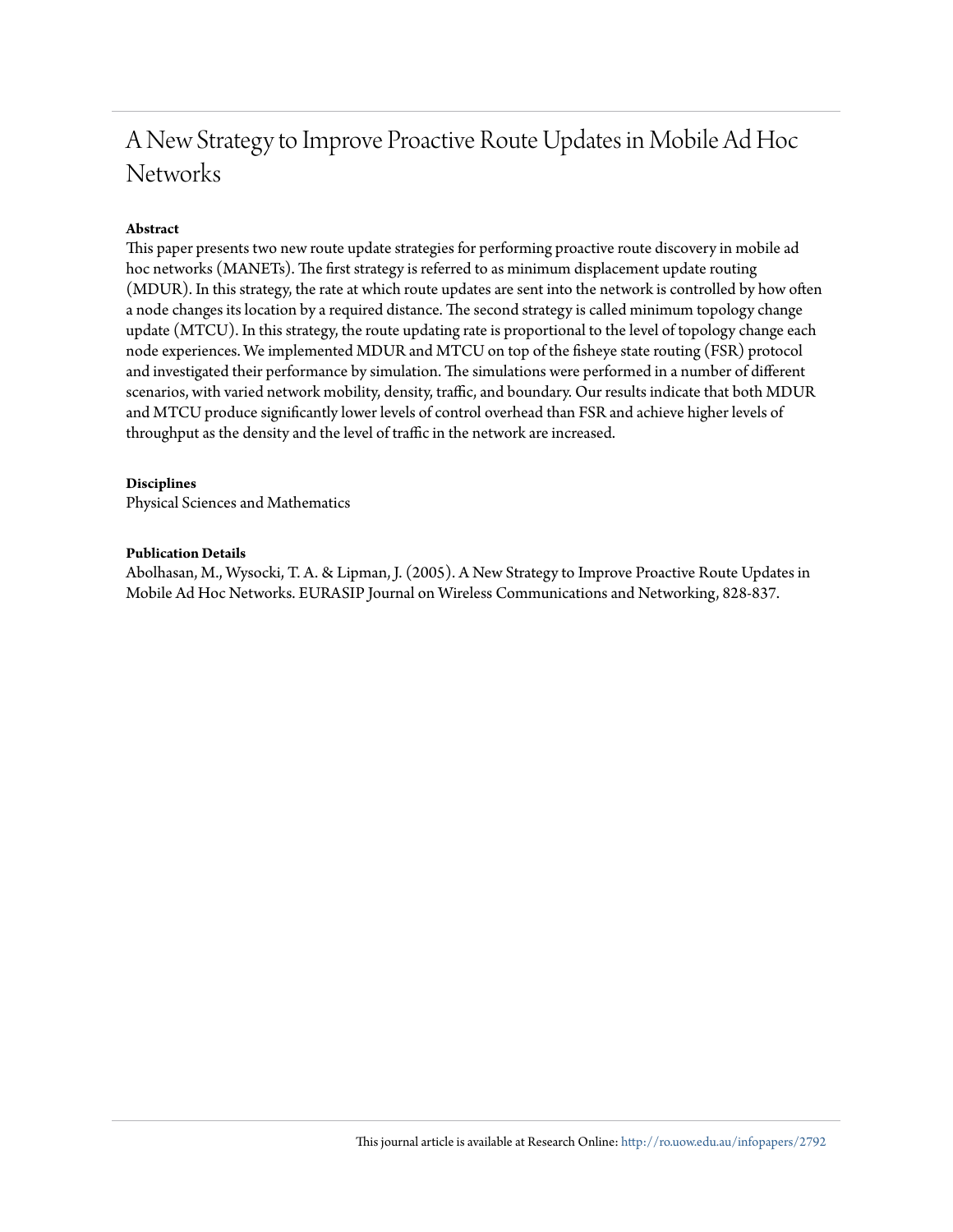# A New Strategy to Improve Proactive Route Updates in Mobile Ad Hoc Networks

**Abstract**

This paper presents two new route update strategies for performing proactive route discovery in mobile ad hoc networks (MANETs). The first strategy is referred to as minimum displacement update routing (MDUR). In this strategy, the rate at which route updates are sent into the network is controlled by how often a node changes its location by a required distance. The second strategy is called minimum topology change update (MTCU). In this strategy, the route updating rate is proportional to the level of topology change each node experiences. We implemented MDUR and MTCU on top of the fisheye state routing (FSR) protocol and investigated their performance by simulation. The simulations were performed in a number of different scenarios, with varied network mobility, density, traffic, and boundary. Our results indicate that both MDUR and MTCU produce significantly lower levels of control overhead than FSR and achieve higher levels of throughput as the density and the level of traffic in the network are increased.

**Disciplines**

Physical Sciences and Mathematics

**Publication Details**

Abolhasan, M., Wysocki, T. A. & Lipman, J. (2005). A New Strategy to Improve Proactive Route Updates in Mobile Ad Hoc Networks. EURASIP Journal on Wireless Communications and Networking, 828-837.

This journal article is available at Research Online: http://ro.uow.edu.au/infopapers/2792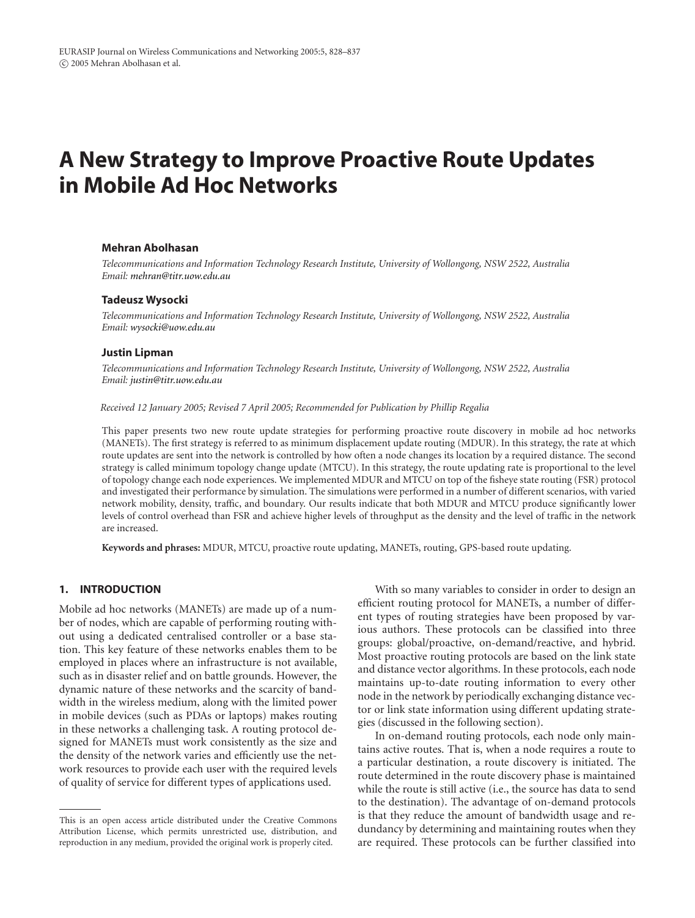# A New Strategy to Improve Proactive Route Updates in Mobile Ad Hoc Networks

**Mehran Abolhasan**

*Telecommunications and Information Technology Research Institute, University of Wollongong, NSW 2522, Australia*
*Email: mehran@titr.uow.edu.au*

**Tadeusz Wysocki**

*Telecommunications and Information Technology Research Institute, University of Wollongong, NSW 2522, Australia*
*Email: wysocki@uow.edu.au*

**Justin Lipman**

*Telecommunications and Information Technology Research Institute, University of Wollongong, NSW 2522, Australia*
*Email: justin@titr.uow.edu.au*

*Received 12 January 2005; Revised 7 April 2005; Recommended for Publication by Phillip Regalia*

This paper presents two new route update strategies for performing proactive route discovery in mobile ad hoc networks (MANETs). The first strategy is referred to as minimum displacement update routing (MDUR). In this strategy, the rate at which route updates are sent into the network is controlled by how often a node changes its location by a required distance. The second strategy is called minimum topology change update (MTCU). In this strategy, the route updating rate is proportional to the level of topology change each node experiences. We implemented MDUR and MTCU on top of the fisheye state routing (FSR) protocol and investigated their performance by simulation. The simulations were performed in a number of different scenarios, with varied network mobility, density, traffic, and boundary. Our results indicate that both MDUR and MTCU produce significantly lower levels of control overhead than FSR and achieve higher levels of throughput as the density and the level of traffic in the network are increased.

**Keywords and phrases:** MDUR, MTCU, proactive route updating, MANETs, routing, GPS-based route updating.

## 1. INTRODUCTION

Mobile ad hoc networks (MANETs) are made up of a number of nodes, which are capable of performing routing without using a dedicated centralised controller or a base station. This key feature of these networks enables them to be employed in places where an infrastructure is not available, such as in disaster relief and on battle grounds. However, the dynamic nature of these networks and the scarcity of bandwidth in the wireless medium, along with the limited power in mobile devices (such as PDAs or laptops) makes routing in these networks a challenging task. A routing protocol designed for MANETs must work consistently as the size and the density of the network varies and efficiently use the network resources to provide each user with the required levels of quality of service for different types of applications used.

With so many variables to consider in order to design an efficient routing protocol for MANETs, a number of different types of routing strategies have been proposed by various authors. These protocols can be classified into three groups: global/proactive, on-demand/reactive, and hybrid. Most proactive routing protocols are based on the link state and distance vector algorithms. In these protocols, each node maintains up-to-date routing information to every other node in the network by periodically exchanging distance vector or link state information using different updating strategies (discussed in the following section).

In on-demand routing protocols, each node only maintains active routes. That is, when a node requires a route to a particular destination, a route discovery is initiated. The route determined in the route discovery phase is maintained while the route is still active (i.e., the source has data to send to the destination). The advantage of on-demand protocols is that they reduce the amount of bandwidth usage and redundancy by determining and maintaining routes when they are required. These protocols can be further classified into

This is an open access article distributed under the Creative Commons Attribution License, which permits unrestricted use, distribution, and reproduction in any medium, provided the original work is properly cited.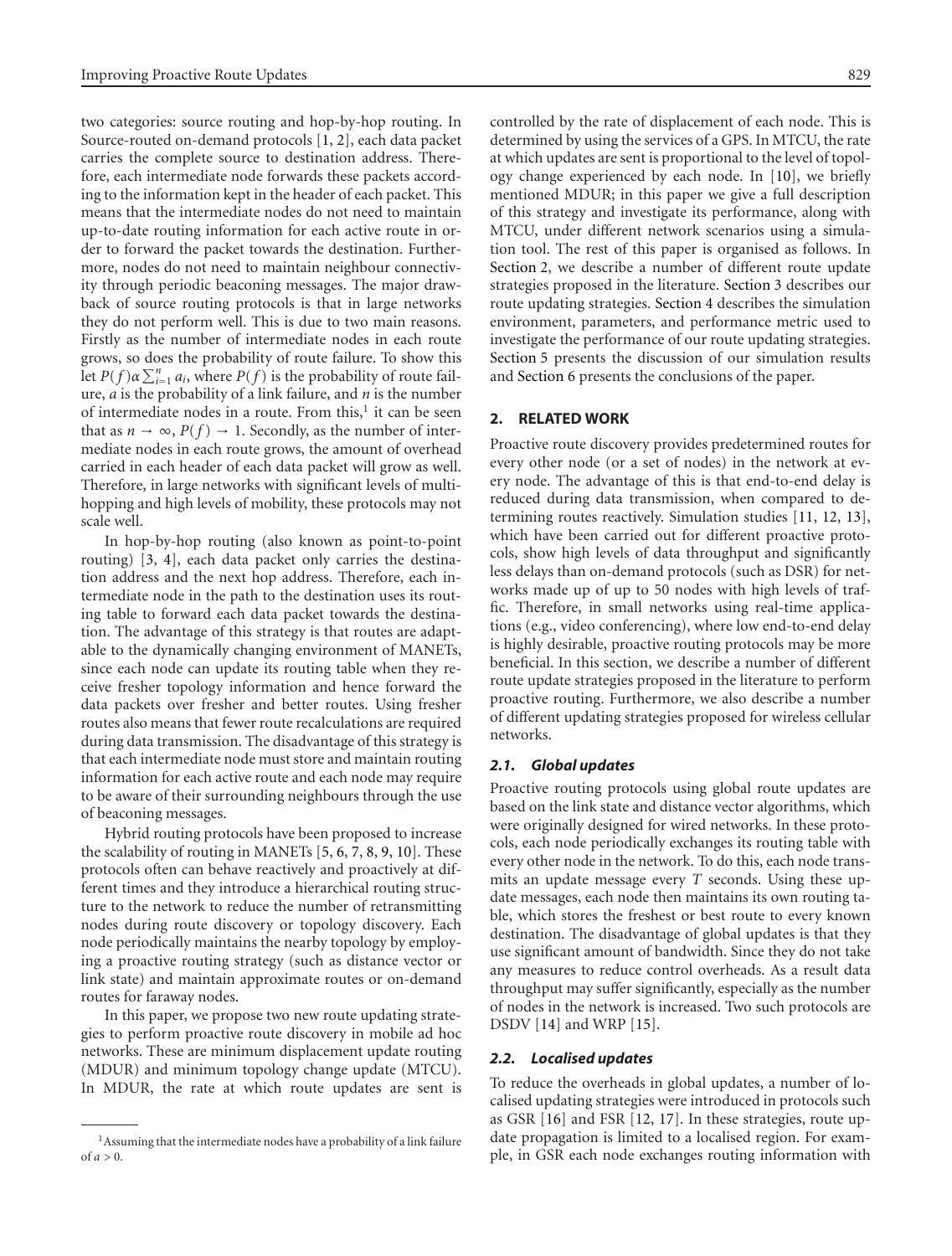two categories: source routing and hop-by-hop routing. In Source-routed on-demand protocols [1, 2], each data packet carries the complete source to destination address. Therefore, each intermediate node forwards these packets according to the information kept in the header of each packet. This means that the intermediate nodes do not need to maintain up-to-date routing information for each active route in order to forward the packet towards the destination. Furthermore, nodes do not need to maintain neighbour connectivity through periodic beaconing messages. The major drawback of source routing protocols is that in large networks they do not perform well. This is due to two main reasons. Firstly as the number of intermediate nodes in each route grows, so does the probability of route failure. To show this let $P(f) \alpha \sum_{i=1}^{n} a_i$, where $P(f)$ is the probability of route failure, $a$ is the probability of a link failure, and $n$ is the number of intermediate nodes in a route. From this,[1] it can be seen that as $n \to \infty$, $P(f) \to 1$. Secondly, as the number of intermediate nodes in each route grows, the amount of overhead carried in each header of each data packet will grow as well. Therefore, in large networks with significant levels of multi-hopping and high levels of mobility, these protocols may not scale well.

In hop-by-hop routing (also known as point-to-point routing) [3, 4], each data packet only carries the destination address and the next hop address. Therefore, each intermediate node in the path to the destination uses its routing table to forward each data packet towards the destination. The advantage of this strategy is that routes are adaptable to the dynamically changing environment of MANETs, since each node can update its routing table when they receive fresher topology information and hence forward the data packets over fresher and better routes. Using fresher routes also means that fewer route recalculations are required during data transmission. The disadvantage of this strategy is that each intermediate node must store and maintain routing information for each active route and each node may require to be aware of their surrounding neighbours through the use of beaconing messages.

Hybrid routing protocols have been proposed to increase the scalability of routing in MANETs [5, 6, 7, 8, 9, 10]. These protocols often can behave reactively and proactively at different times and they introduce a hierarchical routing structure to the network to reduce the number of retransmitting nodes during route discovery or topology discovery. Each node periodically maintains the nearby topology by employing a proactive routing strategy (such as distance vector or link state) and maintain approximate routes or on-demand routes for faraway nodes.

In this paper, we propose two new route updating strategies to perform proactive route discovery in mobile ad hoc networks. These are minimum displacement update routing (MDUR) and minimum topology change update (MTCU). In MDUR, the rate at which route updates are sent is controlled by the rate of displacement of each node. This is determined by using the services of a GPS. In MTCU, the rate at which updates are sent is proportional to the level of topology change experienced by each node. In [10], we briefly mentioned MDUR; in this paper we give a full description of this strategy and investigate its performance, along with MTCU, under different network scenarios using a simulation tool. The rest of this paper is organised as follows. In Section 2, we describe a number of different route update strategies proposed in the literature. Section 3 describes our route updating strategies. Section 4 describes the simulation environment, parameters, and performance metric used to investigate the performance of our route updating strategies. Section 5 presents the discussion of our simulation results and Section 6 presents the conclusions of the paper.

## 2. RELATED WORK

Proactive route discovery provides predetermined routes for every other node (or a set of nodes) in the network at every node. The advantage of this is that end-to-end delay is reduced during data transmission, when compared to determining routes reactively. Simulation studies [11, 12, 13], which have been carried out for different proactive protocols, show high levels of data throughput and significantly less delays than on-demand protocols (such as DSR) for networks made up of up to 50 nodes with high levels of traffic. Therefore, in small networks using real-time applications (e.g., video conferencing), where low end-to-end delay is highly desirable, proactive routing protocols may be more beneficial. In this section, we describe a number of different route update strategies proposed in the literature to perform proactive routing. Furthermore, we also describe a number of different updating strategies proposed for wireless cellular networks.

### 2.1. Global updates

Proactive routing protocols using global route updates are based on the link state and distance vector algorithms, which were originally designed for wired networks. In these protocols, each node periodically exchanges its routing table with every other node in the network. To do this, each node transmits an update message every $T$ seconds. Using these update messages, each node then maintains its own routing table, which stores the freshest or best route to every known destination. The disadvantage of global updates is that they use significant amount of bandwidth. Since they do not take any measures to reduce control overheads. As a result data throughput may suffer significantly, especially as the number of nodes in the network is increased. Two such protocols are DSDV [14] and WRP [15].

### 2.2. Localised updates

To reduce the overheads in global updates, a number of localised updating strategies were introduced in protocols such as GSR [16] and FSR [12, 17]. In these strategies, route update propagation is limited to a localised region. For example, in GSR each node exchanges routing information with

[1] Assuming that the intermediate nodes have a probability of a link failure of $a > 0$.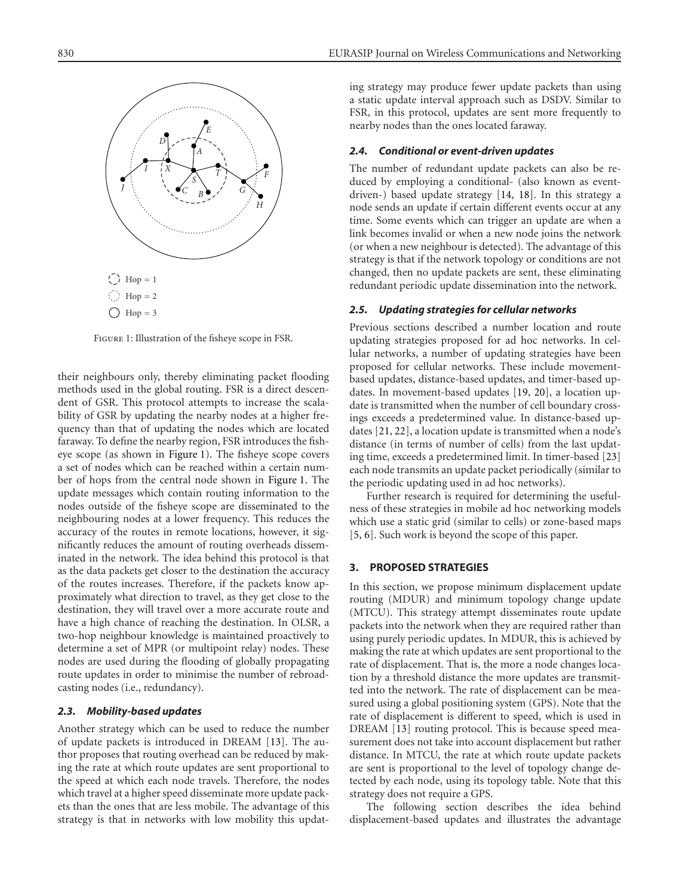Hop = 1

Hop = 2

Hop = 3

Figure 1: Illustration of the fisheye scope in FSR.

their neighbours only, thereby eliminating packet flooding methods used in the global routing. FSR is a direct descendent of GSR. This protocol attempts to increase the scalability of GSR by updating the nearby nodes at a higher frequency than that of updating the nodes which are located faraway. To define the nearby region, FSR introduces the fisheye scope (as shown in Figure 1). The fisheye scope covers a set of nodes which can be reached within a certain number of hops from the central node shown in Figure 1. The update messages which contain routing information to the nodes outside of the fisheye scope are disseminated to the neighbouring nodes at a lower frequency. This reduces the accuracy of the routes in remote locations, however, it significantly reduces the amount of routing overheads disseminated in the network. The idea behind this protocol is that as the data packets get closer to the destination the accuracy of the routes increases. Therefore, if the packets know approximately what direction to travel, as they get close to the destination, they will travel over a more accurate route and have a high chance of reaching the destination. In OLSR, a two-hop neighbour knowledge is maintained proactively to determine a set of MPR (or multipoint relay) nodes. These nodes are used during the flooding of globally propagating route updates in order to minimise the number of rebroadcasting nodes (i.e., redundancy).

### 2.3. Mobility-based updates

Another strategy which can be used to reduce the number of update packets is introduced in DREAM [13]. The author proposes that routing overhead can be reduced by making the rate at which route updates are sent proportional to the speed at which each node travels. Therefore, the nodes which travel at a higher speed disseminate more update packets than the ones that are less mobile. The advantage of this strategy is that in networks with low mobility this updating strategy may produce fewer update packets than using a static update interval approach such as DSDV. Similar to FSR, in this protocol, updates are sent more frequently to nearby nodes than the ones located faraway.

### 2.4. Conditional or event-driven updates

The number of redundant update packets can also be reduced by employing a conditional- (also known as event-driven-) based update strategy [14, 18]. In this strategy a node sends an update if certain different events occur at any time. Some events which can trigger an update are when a link becomes invalid or when a new node joins the network (or when a new neighbour is detected). The advantage of this strategy is that if the network topology or conditions are not changed, then no update packets are sent, these eliminating redundant periodic update dissemination into the network.

### 2.5. Updating strategies for cellular networks

Previous sections described a number location and route updating strategies proposed for ad hoc networks. In cellular networks, a number of updating strategies have been proposed for cellular networks. These include movement-based updates, distance-based updates, and timer-based updates. In movement-based updates [19, 20], a location update is transmitted when the number of cell boundary crossings exceeds a predetermined value. In distance-based updates [21, 22], a location update is transmitted when a node's distance (in terms of number of cells) from the last updating time, exceeds a predetermined limit. In timer-based [23] each node transmits an update packet periodically (similar to the periodic updating used in ad hoc networks).

Further research is required for determining the usefulness of these strategies in mobile ad hoc networking models which use a static grid (similar to cells) or zone-based maps [5, 6]. Such work is beyond the scope of this paper.

## 3. PROPOSED STRATEGIES

In this section, we propose minimum displacement update routing (MDUR) and minimum topology change update (MTCU). This strategy attempt disseminates route update packets into the network when they are required rather than using purely periodic updates. In MDUR, this is achieved by making the rate at which updates are sent proportional to the rate of displacement. That is, the more a node changes location by a threshold distance the more updates are transmitted into the network. The rate of displacement can be measured using a global positioning system (GPS). Note that the rate of displacement is different to speed, which is used in DREAM [13] routing protocol. This is because speed measurement does not take into account displacement but rather distance. In MTCU, the rate at which route update packets are sent is proportional to the level of topology change detected by each node, using its topology table. Note that this strategy does not require a GPS.

The following section describes the idea behind displacement-based updates and illustrates the advantage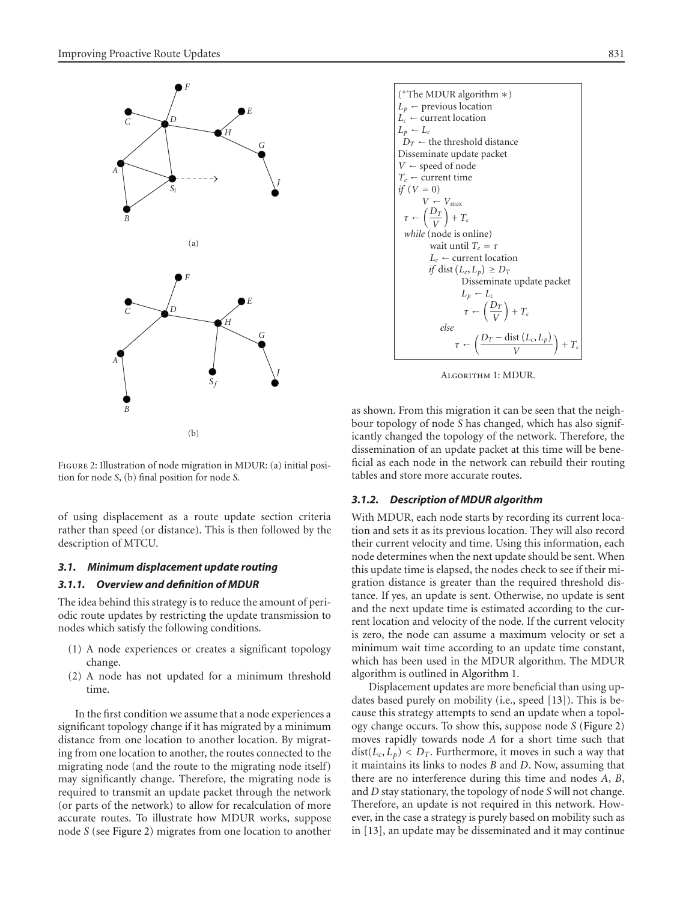Figure 2: Illustration of node migration in MDUR: (a) initial position for node $S$, (b) final position for node $S$.

of using displacement as a route update section criteria rather than speed (or distance). This is then followed by the description of MTCU.

### 3.1. Minimum displacement update routing

#### 3.1.1. Overview and definition of MDUR

The idea behind this strategy is to reduce the amount of periodic route updates by restricting the update transmission to nodes which satisfy the following conditions.

(1) A node experiences or creates a significant topology change.

(2) A node has not updated for a minimum threshold time.

In the first condition we assume that a node experiences a significant topology change if it has migrated by a minimum distance from one location to another location. By migrating from one location to another, the routes connected to the migrating node (and the route to the migrating node itself) may significantly change. Therefore, the migrating node is required to transmit an update packet through the network (or parts of the network) to allow for recalculation of more accurate routes. To illustrate how MDUR works, suppose node $S$ (see Figure 2) migrates from one location to another as shown. From this migration it can be seen that the neighbour topology of node $S$ has changed, which has also significantly changed the topology of the network. Therefore, the dissemination of an update packet at this time will be beneficial as each node in the network can rebuild their routing tables and store more accurate routes.

```
(*The MDUR algorithm *)
L_p ← previous location
L_c ← current location
L_p ← L_c
 D_T ← the threshold distance
Disseminate update packet
V ← speed of node
T_c ← current time
if (V = 0)
      V ← V_max
 τ ← (D_T / V) + T_c
 while (node is online)
      wait until T_c = τ
      L_c ← current location
      if dist(L_c, L_p) ≥ D_T
            Disseminate update packet
            L_p ← L_c
            τ ← (D_T / V) + T_c
      else
            τ ← ((D_T − dist(L_c, L_p)) / V) + T_c
```

Algorithm 1: MDUR.

#### 3.1.2. Description of MDUR algorithm

With MDUR, each node starts by recording its current location and sets it as its previous location. They will also record their current velocity and time. Using this information, each node determines when the next update should be sent. When this update time is elapsed, the nodes check to see if their migration distance is greater than the required threshold distance. If yes, an update is sent. Otherwise, no update is sent and the next update time is estimated according to the current location and velocity of the node. If the current velocity is zero, the node can assume a maximum velocity or set a minimum wait time according to an update time constant, which has been used in the MDUR algorithm. The MDUR algorithm is outlined in Algorithm 1.

Displacement updates are more beneficial than using updates based purely on mobility (i.e., speed [13]). This is because this strategy attempts to send an update when a topology change occurs. To show this, suppose node $S$ (Figure 2) moves rapidly towards node $A$ for a short time such that $\text{dist}(L_c, L_p) < D_T$. Furthermore, it moves in such a way that it maintains its links to nodes $B$ and $D$. Now, assuming that there are no interference during this time and nodes $A$, $B$, and $D$ stay stationary, the topology of node $S$ will not change. Therefore, an update is not required in this network. However, in the case a strategy is purely based on mobility such as in [13], an update may be disseminated and it may continue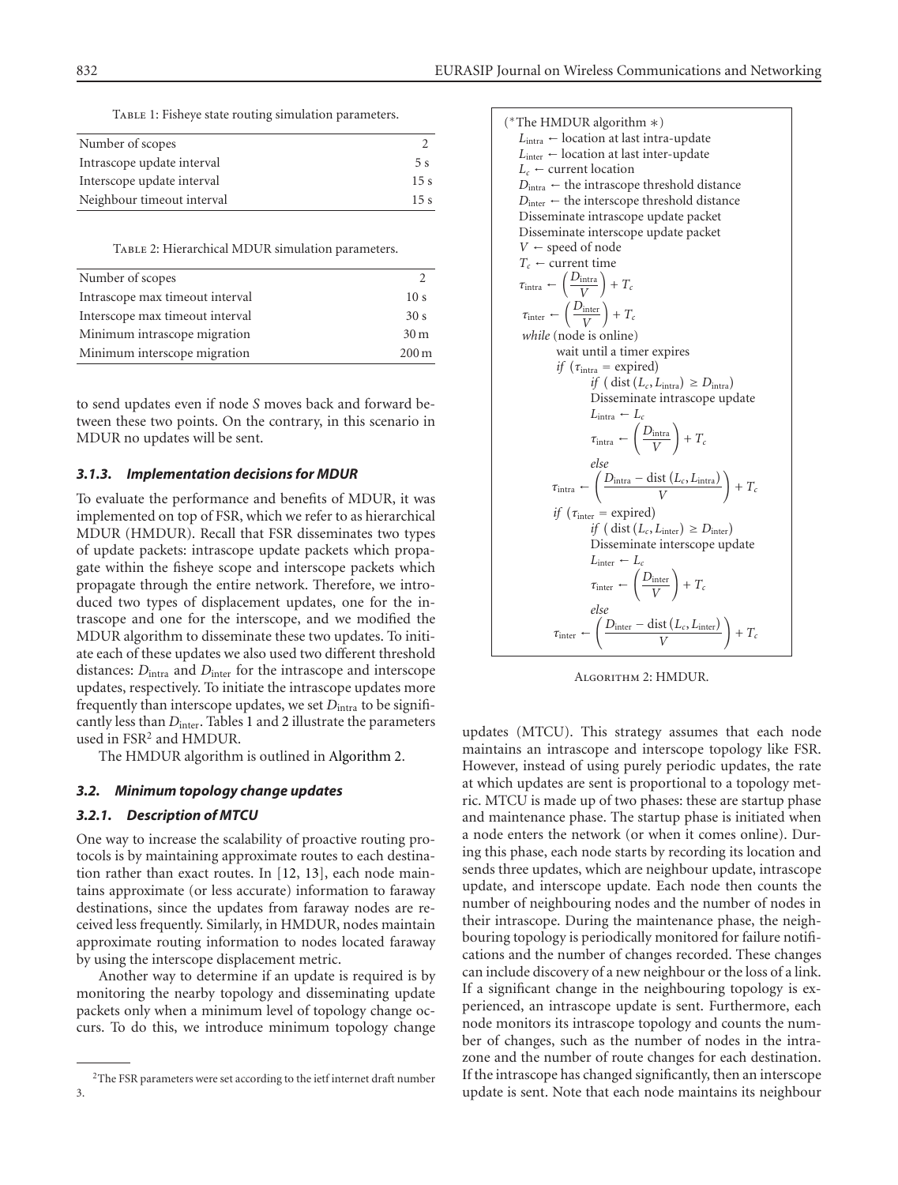Table 1: Fisheye state routing simulation parameters.

| Number of scopes | 2 |
|---|---|
| Intrascope update interval | 5 s |
| Interscope update interval | 15 s |
| Neighbour timeout interval | 15 s |

Table 2: Hierarchical MDUR simulation parameters.

| Number of scopes | 2 |
|---|---|
| Intrascope max timeout interval | 10 s |
| Interscope max timeout interval | 30 s |
| Minimum intrascope migration | 30 m |
| Minimum interscope migration | 200 m |

to send updates even if node *S* moves back and forward between these two points. On the contrary, in this scenario in MDUR no updates will be sent.

#### 3.1.3. Implementation decisions for MDUR

To evaluate the performance and benefits of MDUR, it was implemented on top of FSR, which we refer to as hierarchical MDUR (HMDUR). Recall that FSR disseminates two types of update packets: intrascope update packets which propagate within the fisheye scope and interscope packets which propagate through the entire network. Therefore, we introduced two types of displacement updates, one for the intrascope and one for the interscope, and we modified the MDUR algorithm to disseminate these two updates. To initiate each of these updates we also used two different threshold distances: $D_{\text{intra}}$ and $D_{\text{inter}}$ for the intrascope and interscope updates, respectively. To initiate the intrascope updates more frequently than interscope updates, we set $D_{\text{intra}}$ to be significantly less than $D_{\text{inter}}$. Tables 1 and 2 illustrate the parameters used in FSR[2] and HMDUR.

The HMDUR algorithm is outlined in Algorithm 2.

```
(*The HMDUR algorithm *)
   L_intra ← location at last intra-update
   L_inter ← location at last inter-update
   L_c ← current location
   D_intra ← the intrascope threshold distance
   D_inter ← the interscope threshold distance
   Disseminate intrascope update packet
   Disseminate interscope update packet
   V ← speed of node
   T_c ← current time
   τ_intra ← (D_intra / V) + T_c
   τ_inter ← (D_inter / V) + T_c
   while (node is online)
       wait until a timer expires
       if (τ_intra = expired)
           if ( dist(L_c, L_intra) ≥ D_intra)
               Disseminate intrascope update
               L_intra ← L_c
               τ_intra ← (D_intra / V) + T_c
           else
               τ_intra ← ((D_intra − dist(L_c, L_intra)) / V) + T_c
       if (τ_inter = expired)
           if ( dist(L_c, L_inter) ≥ D_inter)
               Disseminate interscope update
               L_inter ← L_c
               τ_inter ← (D_inter / V) + T_c
           else
               τ_inter ← ((D_inter − dist(L_c, L_inter)) / V) + T_c
```

Algorithm 2: HMDUR.

### 3.2. Minimum topology change updates

#### 3.2.1. Description of MTCU

One way to increase the scalability of proactive routing protocols is by maintaining approximate routes to each destination rather than exact routes. In [12, 13], each node maintains approximate (or less accurate) information to faraway destinations, since the updates from faraway nodes are received less frequently. Similarly, in HMDUR, nodes maintain approximate routing information to nodes located faraway by using the interscope displacement metric.

Another way to determine if an update is required is by monitoring the nearby topology and disseminating update packets only when a minimum level of topology change occurs. To do this, we introduce minimum topology change updates (MTCU). This strategy assumes that each node maintains an intrascope and interscope topology like FSR. However, instead of using purely periodic updates, the rate at which updates are sent is proportional to a topology metric. MTCU is made up of two phases: these are startup phase and maintenance phase. The startup phase is initiated when a node enters the network (or when it comes online). During this phase, each node starts by recording its location and sends three updates, which are neighbour update, intrascope update, and interscope update. Each node then counts the number of neighbouring nodes and the number of nodes in their intrascope. During the maintenance phase, the neighbouring topology is periodically monitored for failure notifications and the number of changes recorded. These changes can include discovery of a new neighbour or the loss of a link. If a significant change in the neighbouring topology is experienced, an intrascope update is sent. Furthermore, each node monitors its intrascope topology and counts the number of changes, such as the number of nodes in the intrazone and the number of route changes for each destination. If the intrascope has changed significantly, then an interscope update is sent. Note that each node maintains its neighbour

[2] The FSR parameters were set according to the ietf internet draft number 3.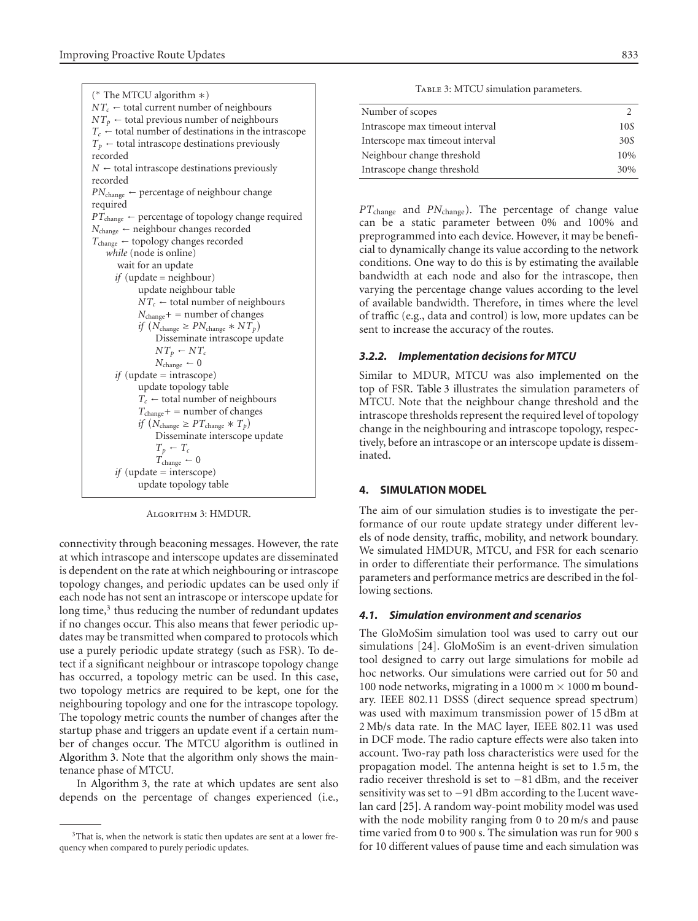```
(* The MTCU algorithm *)
NT_c ← total current number of neighbours
NT_p ← total previous number of neighbours
T_c ← total number of destinations in the intrascope
T_p ← total intrascope destinations previously
recorded
N ← total intrascope destinations previously
recorded
PN_change ← percentage of neighbour change
required
PT_change ← percentage of topology change required
N_change ← neighbour changes recorded
T_change ← topology changes recorded
  while (node is online)
    wait for an update
    if (update = neighbour)
        update neighbour table
        NT_c ← total number of neighbours
        N_change+ = number of changes
        if (N_change ≥ PN_change * NT_p)
            Disseminate intrascope update
            NT_p ← NT_c
            N_change ← 0
    if (update = intrascope)
        update topology table
        T_c ← total number of neighbours
        T_change+ = number of changes
        if (N_change ≥ PT_change * T_p)
            Disseminate interscope update
            T_p ← T_c
            T_change ← 0
    if (update = interscope)
        update topology table
```

Algorithm 3: HMDUR.

connectivity through beaconing messages. However, the rate at which intrascope and interscope updates are disseminated is dependent on the rate at which neighbouring or intrascope topology changes, and periodic updates can be used only if each node has not sent an intrascope or interscope update for long time,[3] thus reducing the number of redundant updates if no changes occur. This also means that fewer periodic updates may be transmitted when compared to protocols which use a purely periodic update strategy (such as FSR). To detect if a significant neighbour or intrascope topology change has occurred, a topology metric can be used. In this case, two topology metrics are required to be kept, one for the neighbouring topology and one for the intrascope topology. The topology metric counts the number of changes after the startup phase and triggers an update event if a certain number of changes occur. The MTCU algorithm is outlined in Algorithm 3. Note that the algorithm only shows the maintenance phase of MTCU.

In Algorithm 3, the rate at which updates are sent also depends on the percentage of changes experienced (i.e., $PT_{\text{change}}$ and $PN_{\text{change}}$). The percentage of change value can be a static parameter between 0% and 100% and preprogrammed into each device. However, it may be beneficial to dynamically change its value according to the network conditions. One way to do this is by estimating the available bandwidth at each node and also for the intrascope, then varying the percentage change values according to the level of available bandwidth. Therefore, in times where the level of traffic (e.g., data and control) is low, more updates can be sent to increase the accuracy of the routes.

[3] That is, when the network is static then updates are sent at a lower frequency when compared to purely periodic updates.

Table 3: MTCU simulation parameters.

| | |
|---|---|
| Number of scopes | 2 |
| Intrascope max timeout interval | 10*S* |
| Interscope max timeout interval | 30*S* |
| Neighbour change threshold | 10% |
| Intrascope change threshold | 30% |

#### 3.2.2. Implementation decisions for MTCU

Similar to MDUR, MTCU was also implemented on the top of FSR. Table 3 illustrates the simulation parameters of MTCU. Note that the neighbour change threshold and the intrascope thresholds represent the required level of topology change in the neighbouring and intrascope topology, respectively, before an intrascope or an interscope update is disseminated.

## 4. SIMULATION MODEL

The aim of our simulation studies is to investigate the performance of our route update strategy under different levels of node density, traffic, mobility, and network boundary. We simulated HMDUR, MTCU, and FSR for each scenario in order to differentiate their performance. The simulations parameters and performance metrics are described in the following sections.

### 4.1. Simulation environment and scenarios

The GloMoSim simulation tool was used to carry out our simulations [24]. GloMoSim is an event-driven simulation tool designed to carry out large simulations for mobile ad hoc networks. Our simulations were carried out for 50 and 100 node networks, migrating in a 1000 m × 1000 m boundary. IEEE 802.11 DSSS (direct sequence spread spectrum) was used with maximum transmission power of 15 dBm at 2 Mb/s data rate. In the MAC layer, IEEE 802.11 was used in DCF mode. The radio capture effects were also taken into account. Two-ray path loss characteristics were used for the propagation model. The antenna height is set to 1.5 m, the radio receiver threshold is set to −81 dBm, and the receiver sensitivity was set to −91 dBm according to the Lucent wavelan card [25]. A random way-point mobility model was used with the node mobility ranging from 0 to 20 m/s and pause time varied from 0 to 900 s. The simulation was run for 900 s for 10 different values of pause time and each simulation was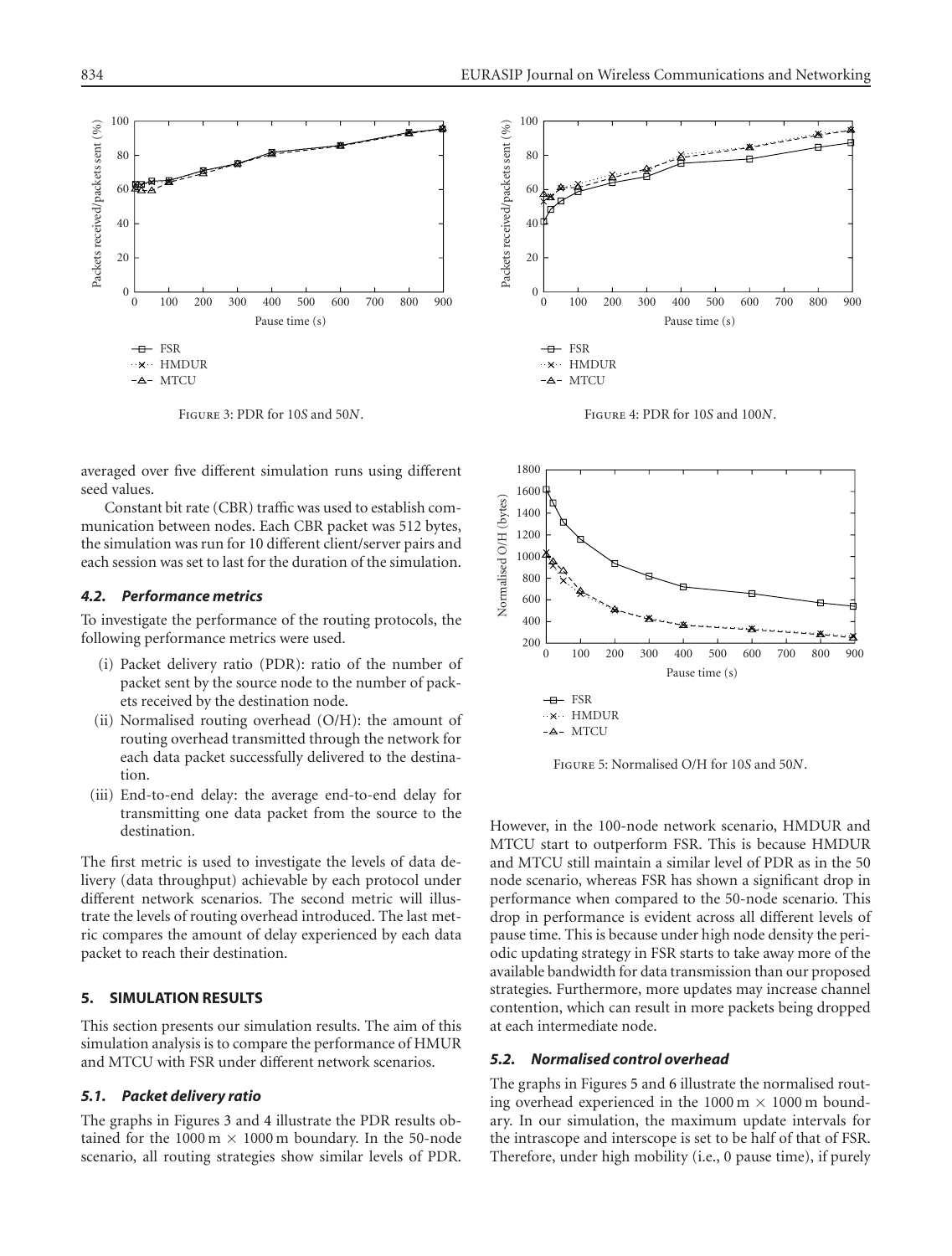Figure 3: PDR for 10$S$ and 50$N$.

Figure 4: PDR for 10$S$ and 100$N$.

averaged over five different simulation runs using different seed values.

Constant bit rate (CBR) traffic was used to establish communication between nodes. Each CBR packet was 512 bytes, the simulation was run for 10 different client/server pairs and each session was set to last for the duration of the simulation.

### *4.2. Performance metrics*

To investigate the performance of the routing protocols, the following performance metrics were used.

(i) Packet delivery ratio (PDR): ratio of the number of packet sent by the source node to the number of packets received by the destination node.

(ii) Normalised routing overhead (O/H): the amount of routing overhead transmitted through the network for each data packet successfully delivered to the destination.

(iii) End-to-end delay: the average end-to-end delay for transmitting one data packet from the source to the destination.

The first metric is used to investigate the levels of data delivery (data throughput) achievable by each protocol under different network scenarios. The second metric will illustrate the levels of routing overhead introduced. The last metric compares the amount of delay experienced by each data packet to reach their destination.

## 5. SIMULATION RESULTS

This section presents our simulation results. The aim of this simulation analysis is to compare the performance of HMUR and MTCU with FSR under different network scenarios.

### *5.1. Packet delivery ratio*

The graphs in Figures 3 and 4 illustrate the PDR results obtained for the 1000 m × 1000 m boundary. In the 50-node scenario, all routing strategies show similar levels of PDR.

Figure 5: Normalised O/H for 10$S$ and 50$N$.

However, in the 100-node network scenario, HMDUR and MTCU start to outperform FSR. This is because HMDUR and MTCU still maintain a similar level of PDR as in the 50 node scenario, whereas FSR has shown a significant drop in performance when compared to the 50-node scenario. This drop in performance is evident across all different levels of pause time. This is because under high node density the periodic updating strategy in FSR starts to take away more of the available bandwidth for data transmission than our proposed strategies. Furthermore, more updates may increase channel contention, which can result in more packets being dropped at each intermediate node.

### *5.2. Normalised control overhead*

The graphs in Figures 5 and 6 illustrate the normalised routing overhead experienced in the 1000 m × 1000 m boundary. In our simulation, the maximum update intervals for the intrascope and interscope is set to be half of that of FSR. Therefore, under high mobility (i.e., 0 pause time), if purely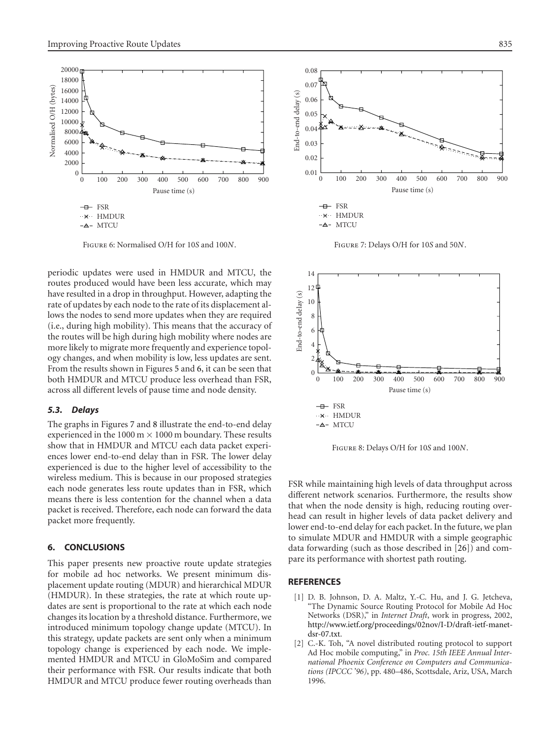20000
18000
16000
14000
12000
10000
8000
6000
4000
2000
0

Normalised O/H (bytes)

0 100 200 300 400 500 600 700 800 900

Pause time (s)

FSR
HMDUR
MTCU

Figure 6: Normalised O/H for 10*S* and 100*N*.

0.08
0.07
0.06
0.05
0.04
0.03
0.02
0.01

End-to-end delay (s)

0 100 200 300 400 500 600 700 800 900

Pause time (s)

FSR
HMDUR
MTCU

Figure 7: Delays O/H for 10*S* and 50*N*.

14
12
10
8
6
4
2
0

End-to-end delay (s)

0 100 200 300 400 500 600 700 800 900

Pause time (s)

FSR
HMDUR
MTCU

Figure 8: Delays O/H for 10*S* and 100*N*.

periodic updates were used in HMDUR and MTCU, the routes produced would have been less accurate, which may have resulted in a drop in throughput. However, adapting the rate of updates by each node to the rate of its displacement allows the nodes to send more updates when they are required (i.e., during high mobility). This means that the accuracy of the routes will be high during high mobility where nodes are more likely to migrate more frequently and experience topology changes, and when mobility is low, less updates are sent. From the results shown in Figures 5 and 6, it can be seen that both HMDUR and MTCU produce less overhead than FSR, across all different levels of pause time and node density.

### *5.3. Delays*

The graphs in Figures 7 and 8 illustrate the end-to-end delay experienced in the 1000 m $\times$ 1000 m boundary. These results show that in HMDUR and MTCU each data packet experiences lower end-to-end delay than in FSR. The lower delay experienced is due to the higher level of accessibility to the wireless medium. This is because in our proposed strategies each node generates less route updates than in FSR, which means there is less contention for the channel when a data packet is received. Therefore, each node can forward the data packet more frequently.

## 6. CONCLUSIONS

This paper presents new proactive route update strategies for mobile ad hoc networks. We present minimum displacement update routing (MDUR) and hierarchical MDUR (HMDUR). In these strategies, the rate at which route updates are sent is proportional to the rate at which each node changes its location by a threshold distance. Furthermore, we introduced minimum topology change update (MTCU). In this strategy, update packets are sent only when a minimum topology change is experienced by each node. We implemented HMDUR and MTCU in GloMoSim and compared their performance with FSR. Our results indicate that both HMDUR and MTCU produce fewer routing overheads than FSR while maintaining high levels of data throughput across different network scenarios. Furthermore, the results show that when the node density is high, reducing routing overhead can result in higher levels of data packet delivery and lower end-to-end delay for each packet. In the future, we plan to simulate MDUR and HMDUR with a simple geographic data forwarding (such as those described in [26]) and compare its performance with shortest path routing.

## REFERENCES

[1] D. B. Johnson, D. A. Maltz, Y.-C. Hu, and J. G. Jetcheva, "The Dynamic Source Routing Protocol for Mobile Ad Hoc Networks (DSR)," in *Internet Draft*, work in progress, 2002, http://www.ietf.org/proceedings/02nov/I-D/draft-ietf-manet-dsr-07.txt.

[2] C.-K. Toh, "A novel distributed routing protocol to support Ad Hoc mobile computing," in *Proc. 15th IEEE Annual International Phoenix Conference on Computers and Communications (IPCCC '96)*, pp. 480–486, Scottsdale, Ariz, USA, March 1996.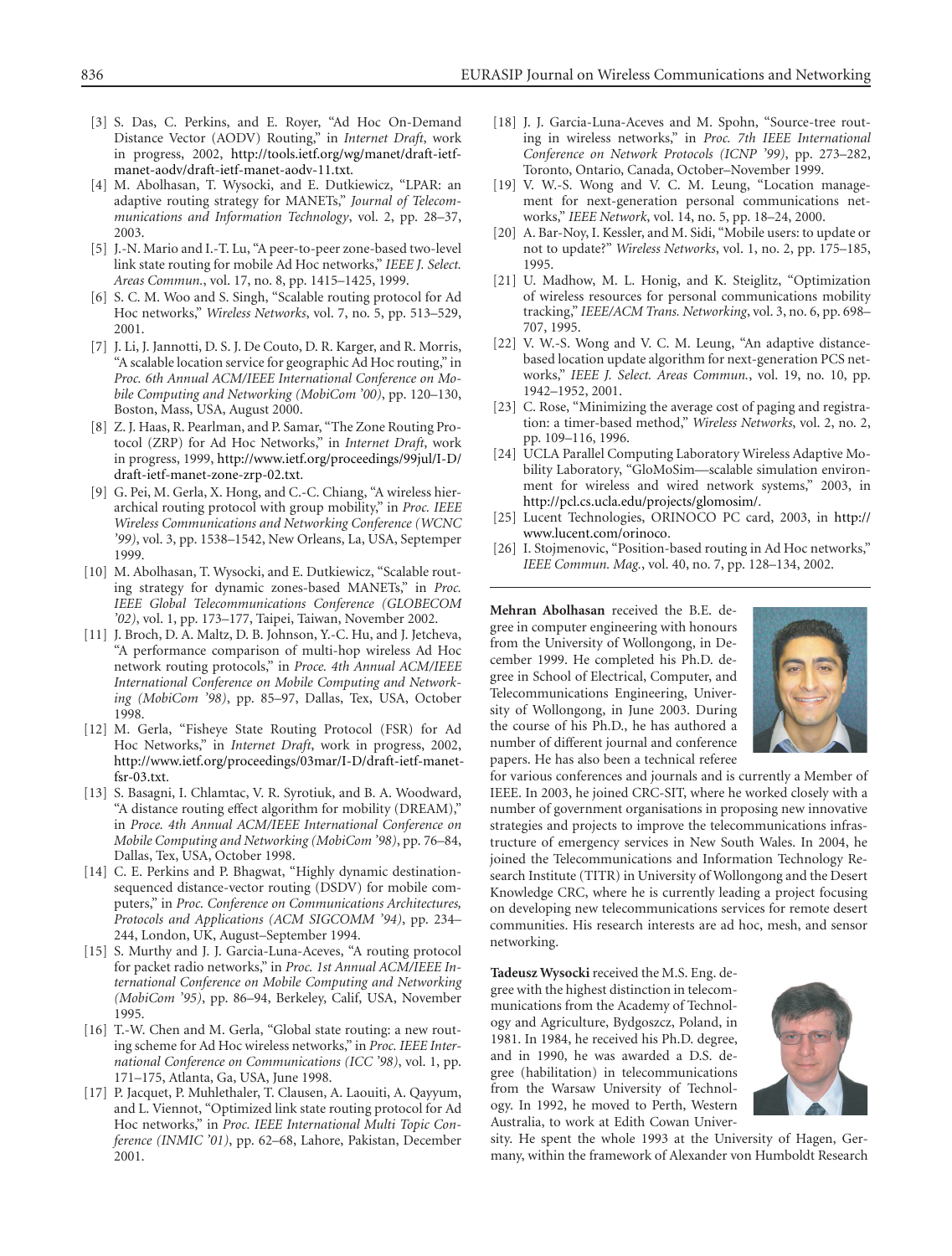[3] S. Das, C. Perkins, and E. Royer, "Ad Hoc On-Demand Distance Vector (AODV) Routing," in *Internet Draft*, work in progress, 2002, http://tools.ietf.org/wg/manet/draft-ietf-manet-aodv/draft-ietf-manet-aodv-11.txt.

[4] M. Abolhasan, T. Wysocki, and E. Dutkiewicz, "LPAR: an adaptive routing strategy for MANETs," *Journal of Telecommunications and Information Technology*, vol. 2, pp. 28–37, 2003.

[5] J.-N. Mario and I.-T. Lu, "A peer-to-peer zone-based two-level link state routing for mobile Ad Hoc networks," *IEEE J. Select. Areas Commun.*, vol. 17, no. 8, pp. 1415–1425, 1999.

[6] S. C. M. Woo and S. Singh, "Scalable routing protocol for Ad Hoc networks," *Wireless Networks*, vol. 7, no. 5, pp. 513–529, 2001.

[7] J. Li, J. Jannotti, D. S. J. De Couto, D. R. Karger, and R. Morris, "A scalable location service for geographic Ad Hoc routing," in *Proc. 6th Annual ACM/IEEE International Conference on Mobile Computing and Networking (MobiCom '00)*, pp. 120–130, Boston, Mass, USA, August 2000.

[8] Z. J. Haas, R. Pearlman, and P. Samar, "The Zone Routing Protocol (ZRP) for Ad Hoc Networks," in *Internet Draft*, work in progress, 1999, http://www.ietf.org/proceedings/99jul/I-D/draft-ietf-manet-zone-zrp-02.txt.

[9] G. Pei, M. Gerla, X. Hong, and C.-C. Chiang, "A wireless hierarchical routing protocol with group mobility," in *Proc. IEEE Wireless Communications and Networking Conference (WCNC '99)*, vol. 3, pp. 1538–1542, New Orleans, La, USA, Septemper 1999.

[10] M. Abolhasan, T. Wysocki, and E. Dutkiewicz, "Scalable routing strategy for dynamic zones-based MANETs," in *Proc. IEEE Global Telecommunications Conference (GLOBECOM '02)*, vol. 1, pp. 173–177, Taipei, Taiwan, November 2002.

[11] J. Broch, D. A. Maltz, D. B. Johnson, Y.-C. Hu, and J. Jetcheva, "A performance comparison of multi-hop wireless Ad Hoc network routing protocols," in *Proce. 4th Annual ACM/IEEE International Conference on Mobile Computing and Networking (MobiCom '98)*, pp. 85–97, Dallas, Tex, USA, October 1998.

[12] M. Gerla, "Fisheye State Routing Protocol (FSR) for Ad Hoc Networks," in *Internet Draft*, work in progress, 2002, http://www.ietf.org/proceedings/03mar/I-D/draft-ietf-manet-fsr-03.txt.

[13] S. Basagni, I. Chlamtac, V. R. Syrotiuk, and B. A. Woodward, "A distance routing effect algorithm for mobility (DREAM)," in *Proce. 4th Annual ACM/IEEE International Conference on Mobile Computing and Networking (MobiCom '98)*, pp. 76–84, Dallas, Tex, USA, October 1998.

[14] C. E. Perkins and P. Bhagwat, "Highly dynamic destination-sequenced distance-vector routing (DSDV) for mobile computers," in *Proc. Conference on Communications Architectures, Protocols and Applications (ACM SIGCOMM '94)*, pp. 234–244, London, UK, August–September 1994.

[15] S. Murthy and J. J. Garcia-Luna-Aceves, "A routing protocol for packet radio networks," in *Proc. 1st Annual ACM/IEEE International Conference on Mobile Computing and Networking (MobiCom '95)*, pp. 86–94, Berkeley, Calif, USA, November 1995.

[16] T.-W. Chen and M. Gerla, "Global state routing: a new routing scheme for Ad Hoc wireless networks," in *Proc. IEEE International Conference on Communications (ICC '98)*, vol. 1, pp. 171–175, Atlanta, Ga, USA, June 1998.

[17] P. Jacquet, P. Muhlethaler, T. Clausen, A. Laouiti, A. Qayyum, and L. Viennot, "Optimized link state routing protocol for Ad Hoc networks," in *Proc. IEEE International Multi Topic Conference (INMIC '01)*, pp. 62–68, Lahore, Pakistan, December 2001.

[18] J. J. Garcia-Luna-Aceves and M. Spohn, "Source-tree routing in wireless networks," in *Proc. 7th IEEE International Conference on Network Protocols (ICNP '99)*, pp. 273–282, Toronto, Ontario, Canada, October–November 1999.

[19] V. W.-S. Wong and V. C. M. Leung, "Location management for next-generation personal communications networks," *IEEE Network*, vol. 14, no. 5, pp. 18–24, 2000.

[20] A. Bar-Noy, I. Kessler, and M. Sidi, "Mobile users: to update or not to update?" *Wireless Networks*, vol. 1, no. 2, pp. 175–185, 1995.

[21] U. Madhow, M. L. Honig, and K. Steiglitz, "Optimization of wireless resources for personal communications mobility tracking," *IEEE/ACM Trans. Networking*, vol. 3, no. 6, pp. 698–707, 1995.

[22] V. W.-S. Wong and V. C. M. Leung, "An adaptive distance-based location update algorithm for next-generation PCS networks," *IEEE J. Select. Areas Commun.*, vol. 19, no. 10, pp. 1942–1952, 2001.

[23] C. Rose, "Minimizing the average cost of paging and registration: a timer-based method," *Wireless Networks*, vol. 2, no. 2, pp. 109–116, 1996.

[24] UCLA Parallel Computing Laboratory Wireless Adaptive Mobility Laboratory, "GloMoSim—scalable simulation environment for wireless and wired network systems," 2003, in http://pcl.cs.ucla.edu/projects/glomosim/.

[25] Lucent Technologies, ORINOCO PC card, 2003, in http://www.lucent.com/orinoco.

[26] I. Stojmenovic, "Position-based routing in Ad Hoc networks," *IEEE Commun. Mag.*, vol. 40, no. 7, pp. 128–134, 2002.

---

**Mehran Abolhasan** received the B.E. degree in computer engineering with honours from the University of Wollongong, in December 1999. He completed his Ph.D. degree in School of Electrical, Computer, and Telecommunications Engineering, University of Wollongong, in June 2003. During the course of his Ph.D., he has authored a number of different journal and conference papers. He has also been a technical referee for various conferences and journals and is currently a Member of IEEE. In 2003, he joined CRC-SIT, where he worked closely with a number of government organisations in proposing new innovative strategies and projects to improve the telecommunications infrastructure of emergency services in New South Wales. In 2004, he joined the Telecommunications and Information Technology Research Institute (TITR) in University of Wollongong and the Desert Knowledge CRC, where he is currently leading a project focusing on developing new telecommunications services for remote desert communities. His research interests are ad hoc, mesh, and sensor networking.

**Tadeusz Wysocki** received the M.S. Eng. degree with the highest distinction in telecommunications from the Academy of Technology and Agriculture, Bydgoszcz, Poland, in 1981. In 1984, he received his Ph.D. degree, and in 1990, he was awarded a D.S. degree (habilitation) in telecommunications from the Warsaw University of Technology. In 1992, he moved to Perth, Western Australia, to work at Edith Cowan University. He spent the whole 1993 at the University of Hagen, Germany, within the framework of Alexander von Humboldt Research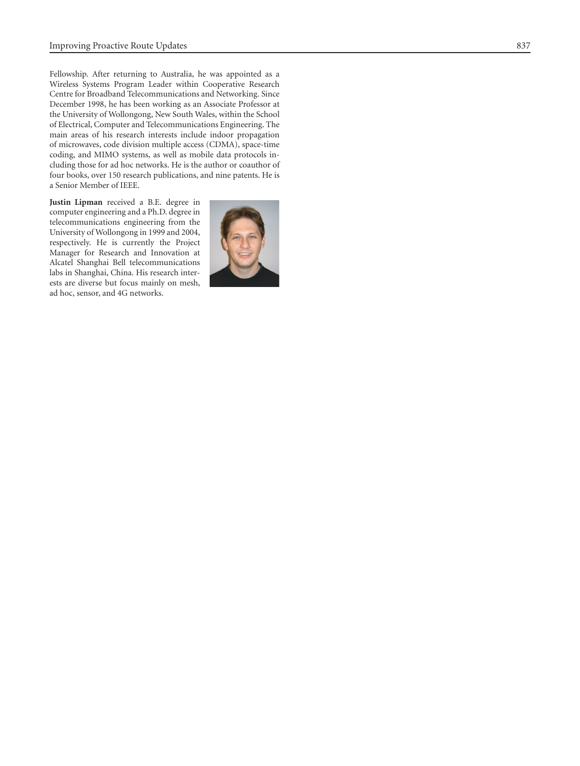Fellowship. After returning to Australia, he was appointed as a Wireless Systems Program Leader within Cooperative Research Centre for Broadband Telecommunications and Networking. Since December 1998, he has been working as an Associate Professor at the University of Wollongong, New South Wales, within the School of Electrical, Computer and Telecommunications Engineering. The main areas of his research interests include indoor propagation of microwaves, code division multiple access (CDMA), space-time coding, and MIMO systems, as well as mobile data protocols including those for ad hoc networks. He is the author or coauthor of four books, over 150 research publications, and nine patents. He is a Senior Member of IEEE.

**Justin Lipman** received a B.E. degree in computer engineering and a Ph.D. degree in telecommunications engineering from the University of Wollongong in 1999 and 2004, respectively. He is currently the Project Manager for Research and Innovation at Alcatel Shanghai Bell telecommunications labs in Shanghai, China. His research interests are diverse but focus mainly on mesh, ad hoc, sensor, and 4G networks.